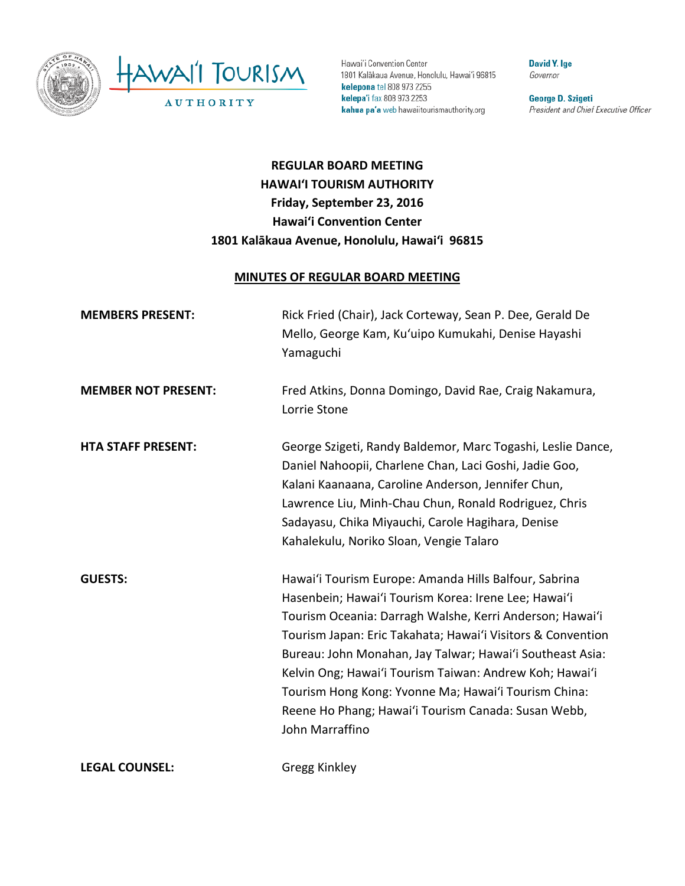Hawai'i Convention Center
1801 Kalākaua Avenue, Honolulu, Hawai'i 96815
**kelepona** tel 808 973 2255
**kelepa'i** fax 808 973 2253
**kahua pa'a** web hawaiitourismauthority.org

**David Y. Ige**
*Governor*

**George D. Szigeti**
*President and Chief Executive Officer*

**REGULAR BOARD MEETING**
**HAWAIʻI TOURISM AUTHORITY**
**Friday, September 23, 2016**
**Hawaiʻi Convention Center**
**1801 Kalākaua Avenue, Honolulu, Hawaiʻi 96815**

**MINUTES OF REGULAR BOARD MEETING**

**MEMBERS PRESENT:** Rick Fried (Chair), Jack Corteway, Sean P. Dee, Gerald De Mello, George Kam, Kuʻuipo Kumukahi, Denise Hayashi Yamaguchi

**MEMBER NOT PRESENT:** Fred Atkins, Donna Domingo, David Rae, Craig Nakamura, Lorrie Stone

**HTA STAFF PRESENT:** George Szigeti, Randy Baldemor, Marc Togashi, Leslie Dance, Daniel Nahoopii, Charlene Chan, Laci Goshi, Jadie Goo, Kalani Kaanaana, Caroline Anderson, Jennifer Chun, Lawrence Liu, Minh-Chau Chun, Ronald Rodriguez, Chris Sadayasu, Chika Miyauchi, Carole Hagihara, Denise Kahalekulu, Noriko Sloan, Vengie Talaro

**GUESTS:** Hawaiʻi Tourism Europe: Amanda Hills Balfour, Sabrina Hasenbein; Hawaiʻi Tourism Korea: Irene Lee; Hawaiʻi Tourism Oceania: Darragh Walshe, Kerri Anderson; Hawaiʻi Tourism Japan: Eric Takahata; Hawaiʻi Visitors & Convention Bureau: John Monahan, Jay Talwar; Hawaiʻi Southeast Asia: Kelvin Ong; Hawaiʻi Tourism Taiwan: Andrew Koh; Hawaiʻi Tourism Hong Kong: Yvonne Ma; Hawaiʻi Tourism China: Reene Ho Phang; Hawaiʻi Tourism Canada: Susan Webb, John Marraffino

**LEGAL COUNSEL:** Gregg Kinkley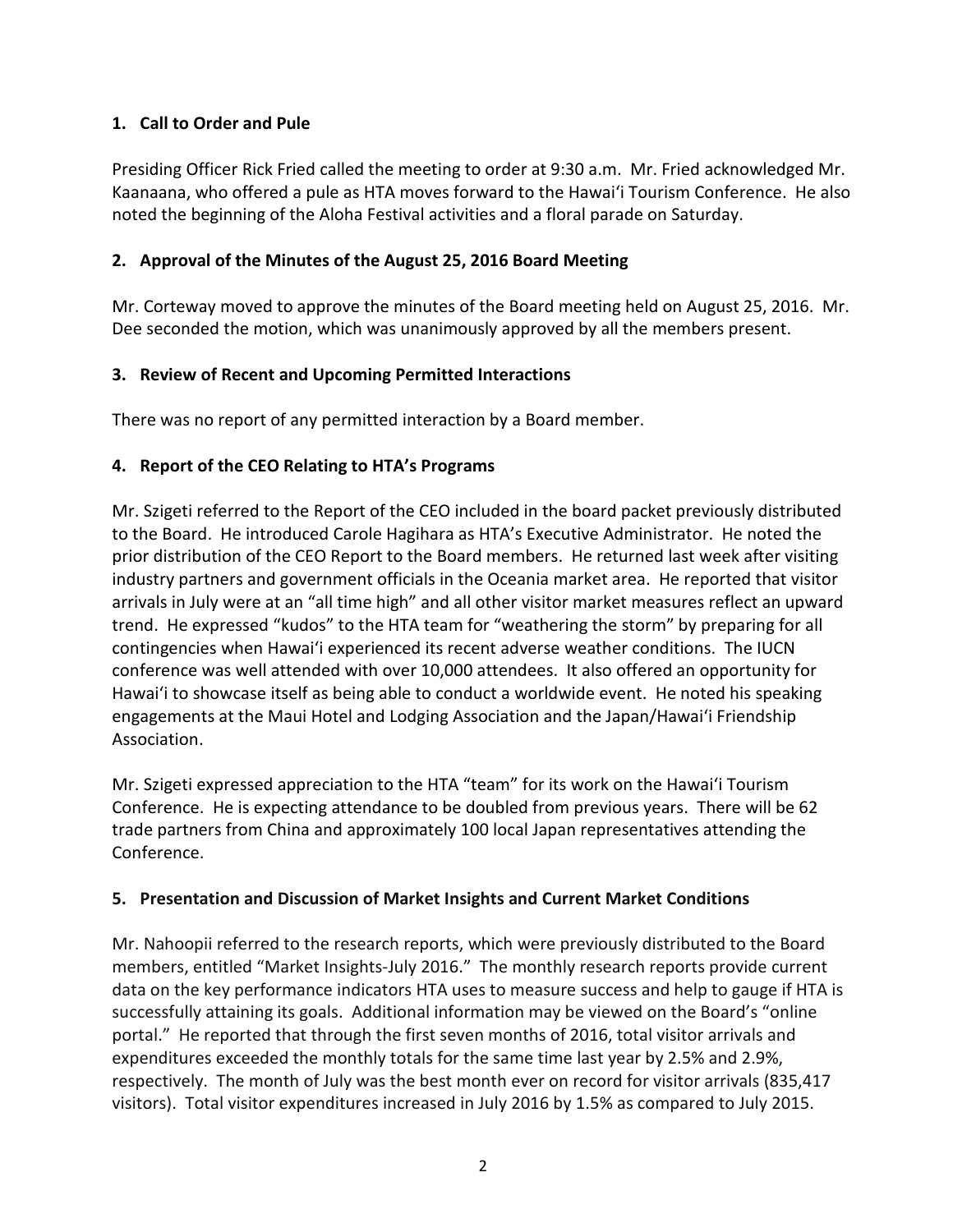### 1. Call to Order and Pule

Presiding Officer Rick Fried called the meeting to order at 9:30 a.m. Mr. Fried acknowledged Mr. Kaanaana, who offered a pule as HTA moves forward to the Hawaiʻi Tourism Conference. He also noted the beginning of the Aloha Festival activities and a floral parade on Saturday.

### 2. Approval of the Minutes of the August 25, 2016 Board Meeting

Mr. Corteway moved to approve the minutes of the Board meeting held on August 25, 2016. Mr. Dee seconded the motion, which was unanimously approved by all the members present.

### 3. Review of Recent and Upcoming Permitted Interactions

There was no report of any permitted interaction by a Board member.

### 4. Report of the CEO Relating to HTA's Programs

Mr. Szigeti referred to the Report of the CEO included in the board packet previously distributed to the Board. He introduced Carole Hagihara as HTA's Executive Administrator. He noted the prior distribution of the CEO Report to the Board members. He returned last week after visiting industry partners and government officials in the Oceania market area. He reported that visitor arrivals in July were at an "all time high" and all other visitor market measures reflect an upward trend. He expressed "kudos" to the HTA team for "weathering the storm" by preparing for all contingencies when Hawaiʻi experienced its recent adverse weather conditions. The IUCN conference was well attended with over 10,000 attendees. It also offered an opportunity for Hawaiʻi to showcase itself as being able to conduct a worldwide event. He noted his speaking engagements at the Maui Hotel and Lodging Association and the Japan/Hawaiʻi Friendship Association.

Mr. Szigeti expressed appreciation to the HTA "team" for its work on the Hawaiʻi Tourism Conference. He is expecting attendance to be doubled from previous years. There will be 62 trade partners from China and approximately 100 local Japan representatives attending the Conference.

### 5. Presentation and Discussion of Market Insights and Current Market Conditions

Mr. Nahoopii referred to the research reports, which were previously distributed to the Board members, entitled "Market Insights-July 2016." The monthly research reports provide current data on the key performance indicators HTA uses to measure success and help to gauge if HTA is successfully attaining its goals. Additional information may be viewed on the Board's "online portal." He reported that through the first seven months of 2016, total visitor arrivals and expenditures exceeded the monthly totals for the same time last year by 2.5% and 2.9%, respectively. The month of July was the best month ever on record for visitor arrivals (835,417 visitors). Total visitor expenditures increased in July 2016 by 1.5% as compared to July 2015.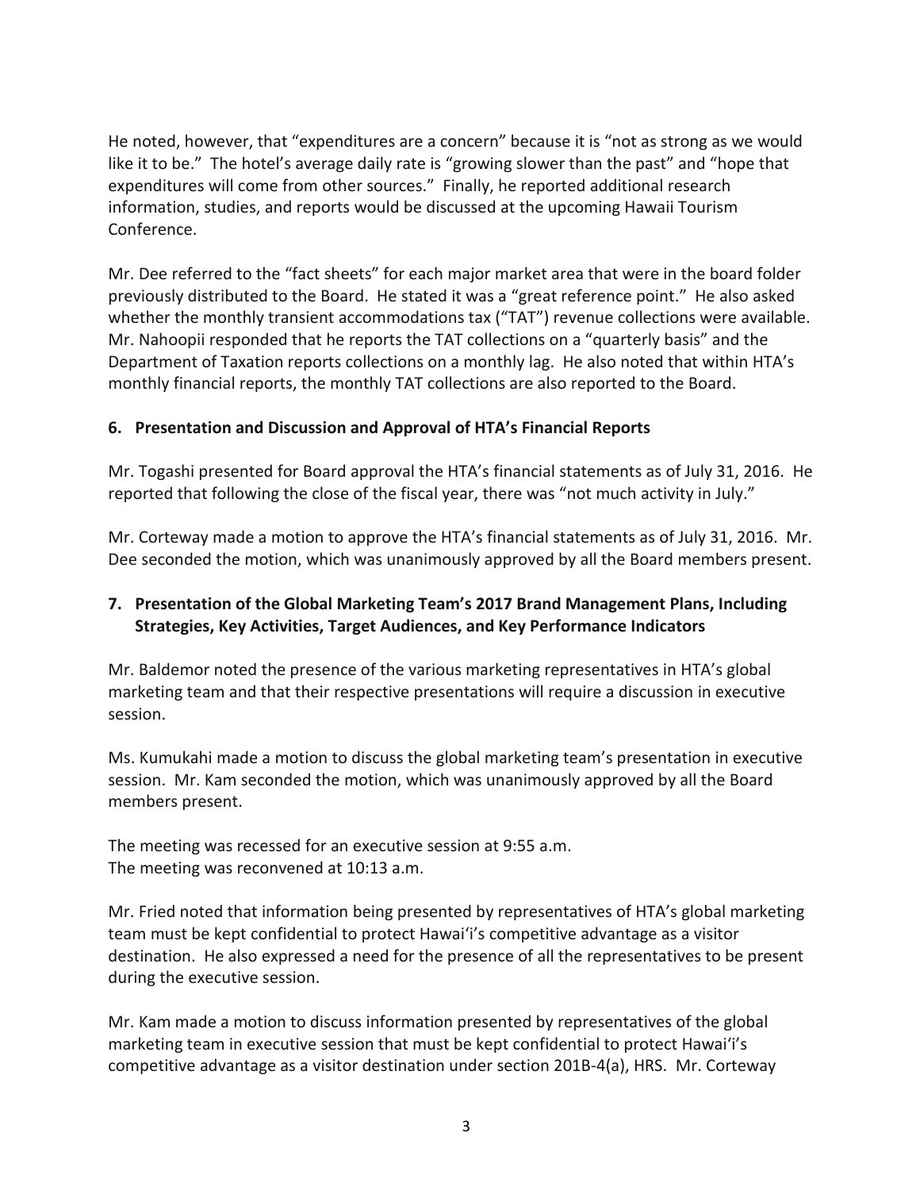He noted, however, that "expenditures are a concern" because it is "not as strong as we would like it to be." The hotel's average daily rate is "growing slower than the past" and "hope that expenditures will come from other sources." Finally, he reported additional research information, studies, and reports would be discussed at the upcoming Hawaii Tourism Conference.

Mr. Dee referred to the "fact sheets" for each major market area that were in the board folder previously distributed to the Board. He stated it was a "great reference point." He also asked whether the monthly transient accommodations tax ("TAT") revenue collections were available. Mr. Nahoopii responded that he reports the TAT collections on a "quarterly basis" and the Department of Taxation reports collections on a monthly lag. He also noted that within HTA's monthly financial reports, the monthly TAT collections are also reported to the Board.

### 6. Presentation and Discussion and Approval of HTA's Financial Reports

Mr. Togashi presented for Board approval the HTA's financial statements as of July 31, 2016. He reported that following the close of the fiscal year, there was "not much activity in July."

Mr. Corteway made a motion to approve the HTA's financial statements as of July 31, 2016. Mr. Dee seconded the motion, which was unanimously approved by all the Board members present.

### 7. Presentation of the Global Marketing Team's 2017 Brand Management Plans, Including Strategies, Key Activities, Target Audiences, and Key Performance Indicators

Mr. Baldemor noted the presence of the various marketing representatives in HTA's global marketing team and that their respective presentations will require a discussion in executive session.

Ms. Kumukahi made a motion to discuss the global marketing team's presentation in executive session. Mr. Kam seconded the motion, which was unanimously approved by all the Board members present.

The meeting was recessed for an executive session at 9:55 a.m.
The meeting was reconvened at 10:13 a.m.

Mr. Fried noted that information being presented by representatives of HTA's global marketing team must be kept confidential to protect Hawai'i's competitive advantage as a visitor destination. He also expressed a need for the presence of all the representatives to be present during the executive session.

Mr. Kam made a motion to discuss information presented by representatives of the global marketing team in executive session that must be kept confidential to protect Hawai'i's competitive advantage as a visitor destination under section 201B-4(a), HRS. Mr. Corteway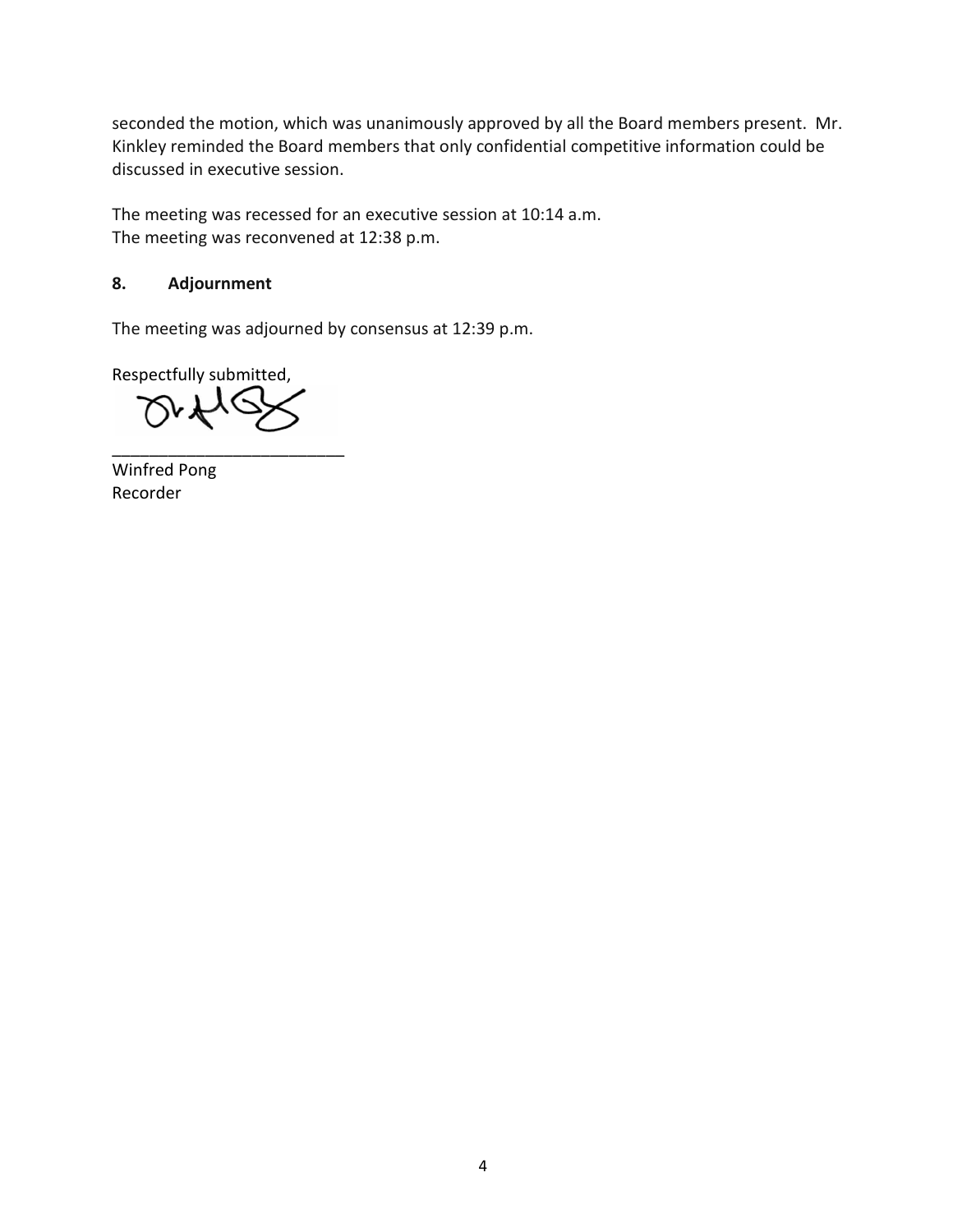seconded the motion, which was unanimously approved by all the Board members present. Mr. Kinkley reminded the Board members that only confidential competitive information could be discussed in executive session.

The meeting was recessed for an executive session at 10:14 a.m.
The meeting was reconvened at 12:38 p.m.

## 8. Adjournment

The meeting was adjourned by consensus at 12:39 p.m.

Respectfully submitted,

_________________________

Winfred Pong
Recorder